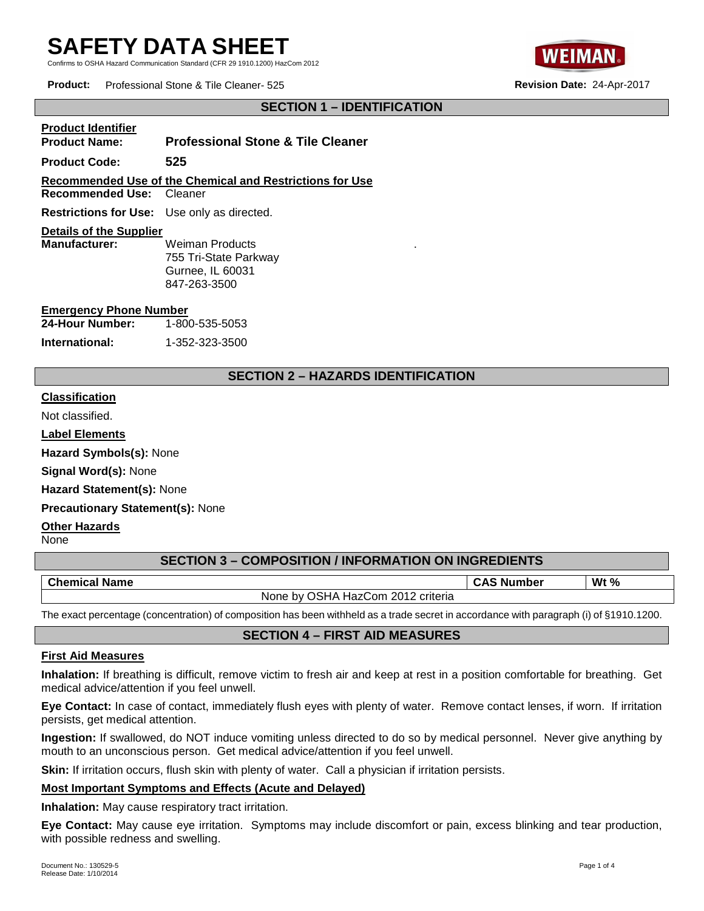# SAFETY DATA SHEET

Confirms to OSHA Hazard Communication Standard (CFR 29 1910.1200) HazCom 2012

**Product:** Professional Stone & Tile Cleaner- 525 **Revision Date:** 24-Apr-2017

## SECTION 1 – IDENTIFICATION

**Product Identifier**

**Product Name:** **Professional Stone & Tile Cleaner**

**Product Code:** **525**

**Recommended Use of the Chemical and Restrictions for Use**

**Recommended Use:** Cleaner

**Restrictions for Use:** Use only as directed.

**Details of the Supplier**

**Manufacturer:** Weiman Products
755 Tri-State Parkway
Gurnee, IL 60031
847-263-3500

**Emergency Phone Number**

**24-Hour Number:** 1-800-535-5053

**International:** 1-352-323-3500

## SECTION 2 – HAZARDS IDENTIFICATION

**Classification**

Not classified.

**Label Elements**

**Hazard Symbols(s):** None

**Signal Word(s):** None

**Hazard Statement(s):** None

**Precautionary Statement(s):** None

**Other Hazards**

None

## SECTION 3 – COMPOSITION / INFORMATION ON INGREDIENTS

| Chemical Name | CAS Number | Wt % |
|---|---|---|
| None by OSHA HazCom 2012 criteria | | |

The exact percentage (concentration) of composition has been withheld as a trade secret in accordance with paragraph (i) of §1910.1200.

## SECTION 4 – FIRST AID MEASURES

**First Aid Measures**

**Inhalation:** If breathing is difficult, remove victim to fresh air and keep at rest in a position comfortable for breathing. Get medical advice/attention if you feel unwell.

**Eye Contact:** In case of contact, immediately flush eyes with plenty of water. Remove contact lenses, if worn. If irritation persists, get medical attention.

**Ingestion:** If swallowed, do NOT induce vomiting unless directed to do so by medical personnel. Never give anything by mouth to an unconscious person. Get medical advice/attention if you feel unwell.

**Skin:** If irritation occurs, flush skin with plenty of water. Call a physician if irritation persists.

**Most Important Symptoms and Effects (Acute and Delayed)**

**Inhalation:** May cause respiratory tract irritation.

**Eye Contact:** May cause eye irritation. Symptoms may include discomfort or pain, excess blinking and tear production, with possible redness and swelling.

Document No.: 130529-5
Release Date: 1/10/2014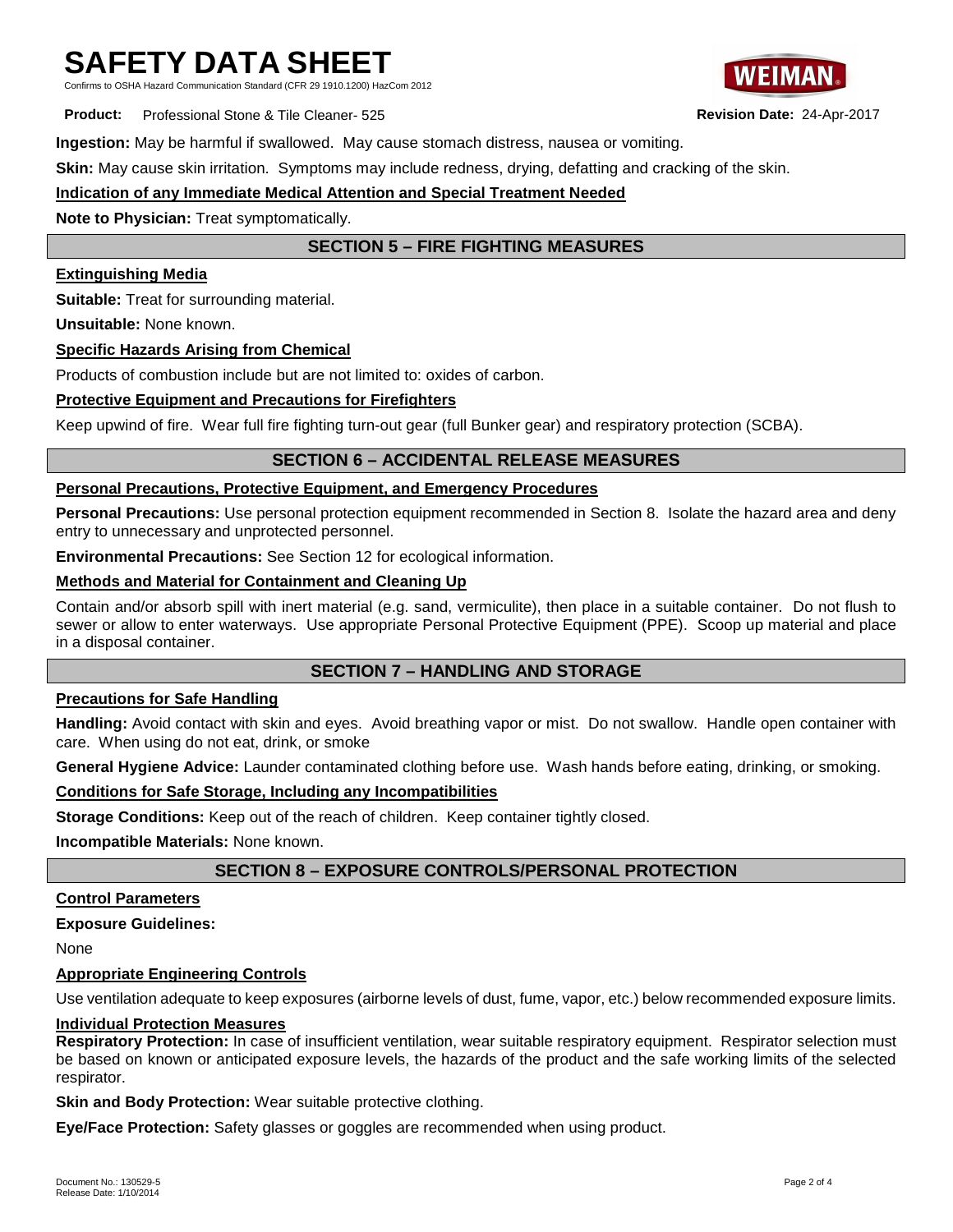**Ingestion:** May be harmful if swallowed. May cause stomach distress, nausea or vomiting.

**Skin:** May cause skin irritation. Symptoms may include redness, drying, defatting and cracking of the skin.

**Indication of any Immediate Medical Attention and Special Treatment Needed**

**Note to Physician:** Treat symptomatically.

## SECTION 5 – FIRE FIGHTING MEASURES

**Extinguishing Media**

**Suitable:** Treat for surrounding material.

**Unsuitable:** None known.

**Specific Hazards Arising from Chemical**

Products of combustion include but are not limited to: oxides of carbon.

**Protective Equipment and Precautions for Firefighters**

Keep upwind of fire. Wear full fire fighting turn-out gear (full Bunker gear) and respiratory protection (SCBA).

## SECTION 6 – ACCIDENTAL RELEASE MEASURES

**Personal Precautions, Protective Equipment, and Emergency Procedures**

**Personal Precautions:** Use personal protection equipment recommended in Section 8. Isolate the hazard area and deny entry to unnecessary and unprotected personnel.

**Environmental Precautions:** See Section 12 for ecological information.

**Methods and Material for Containment and Cleaning Up**

Contain and/or absorb spill with inert material (e.g. sand, vermiculite), then place in a suitable container. Do not flush to sewer or allow to enter waterways. Use appropriate Personal Protective Equipment (PPE). Scoop up material and place in a disposal container.

## SECTION 7 – HANDLING AND STORAGE

**Precautions for Safe Handling**

**Handling:** Avoid contact with skin and eyes. Avoid breathing vapor or mist. Do not swallow. Handle open container with care. When using do not eat, drink, or smoke

**General Hygiene Advice:** Launder contaminated clothing before use. Wash hands before eating, drinking, or smoking.

**Conditions for Safe Storage, Including any Incompatibilities**

**Storage Conditions:** Keep out of the reach of children. Keep container tightly closed.

**Incompatible Materials:** None known.

## SECTION 8 – EXPOSURE CONTROLS/PERSONAL PROTECTION

**Control Parameters**

**Exposure Guidelines:**

None

**Appropriate Engineering Controls**

Use ventilation adequate to keep exposures (airborne levels of dust, fume, vapor, etc.) below recommended exposure limits.

**Individual Protection Measures**

**Respiratory Protection:** In case of insufficient ventilation, wear suitable respiratory equipment. Respirator selection must be based on known or anticipated exposure levels, the hazards of the product and the safe working limits of the selected respirator.

**Skin and Body Protection:** Wear suitable protective clothing.

**Eye/Face Protection:** Safety glasses or goggles are recommended when using product.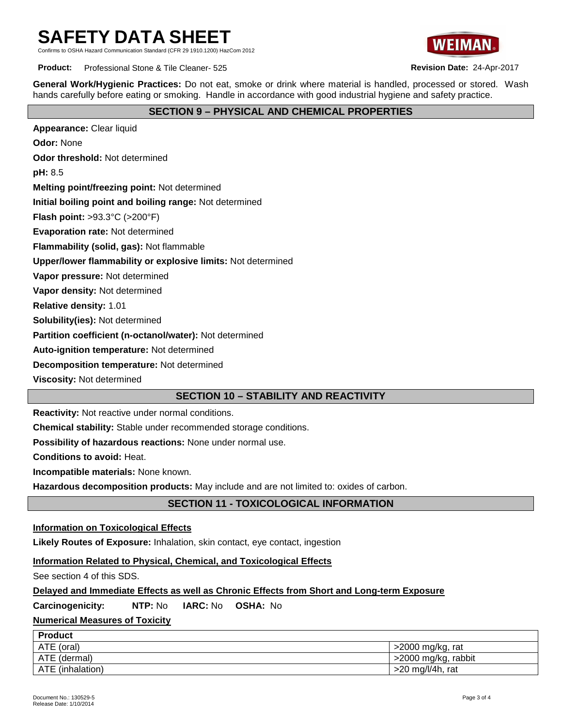**General Work/Hygienic Practices:** Do not eat, smoke or drink where material is handled, processed or stored. Wash hands carefully before eating or smoking. Handle in accordance with good industrial hygiene and safety practice.

## SECTION 9 – PHYSICAL AND CHEMICAL PROPERTIES

**Appearance:** Clear liquid

**Odor:** None

**Odor threshold:** Not determined

**pH:** 8.5

**Melting point/freezing point:** Not determined

**Initial boiling point and boiling range:** Not determined

**Flash point:** >93.3°C (>200°F)

**Evaporation rate:** Not determined

**Flammability (solid, gas):** Not flammable

**Upper/lower flammability or explosive limits:** Not determined

**Vapor pressure:** Not determined

**Vapor density:** Not determined

**Relative density:** 1.01

**Solubility(ies):** Not determined

**Partition coefficient (n-octanol/water):** Not determined

**Auto-ignition temperature:** Not determined

**Decomposition temperature:** Not determined

**Viscosity:** Not determined

## SECTION 10 – STABILITY AND REACTIVITY

**Reactivity:** Not reactive under normal conditions.

**Chemical stability:** Stable under recommended storage conditions.

**Possibility of hazardous reactions:** None under normal use.

**Conditions to avoid:** Heat.

**Incompatible materials:** None known.

**Hazardous decomposition products:** May include and are not limited to: oxides of carbon.

## SECTION 11 - TOXICOLOGICAL INFORMATION

**Information on Toxicological Effects**

**Likely Routes of Exposure:** Inhalation, skin contact, eye contact, ingestion

**Information Related to Physical, Chemical, and Toxicological Effects**

See section 4 of this SDS.

**Delayed and Immediate Effects as well as Chronic Effects from Short and Long-term Exposure**

**Carcinogenicity:** **NTP:** No **IARC:** No **OSHA:** No

**Numerical Measures of Toxicity**

| Product | |
|---|---|
| ATE (oral) | >2000 mg/kg, rat |
| ATE (dermal) | >2000 mg/kg, rabbit |
| ATE (inhalation) | >20 mg/l/4h, rat |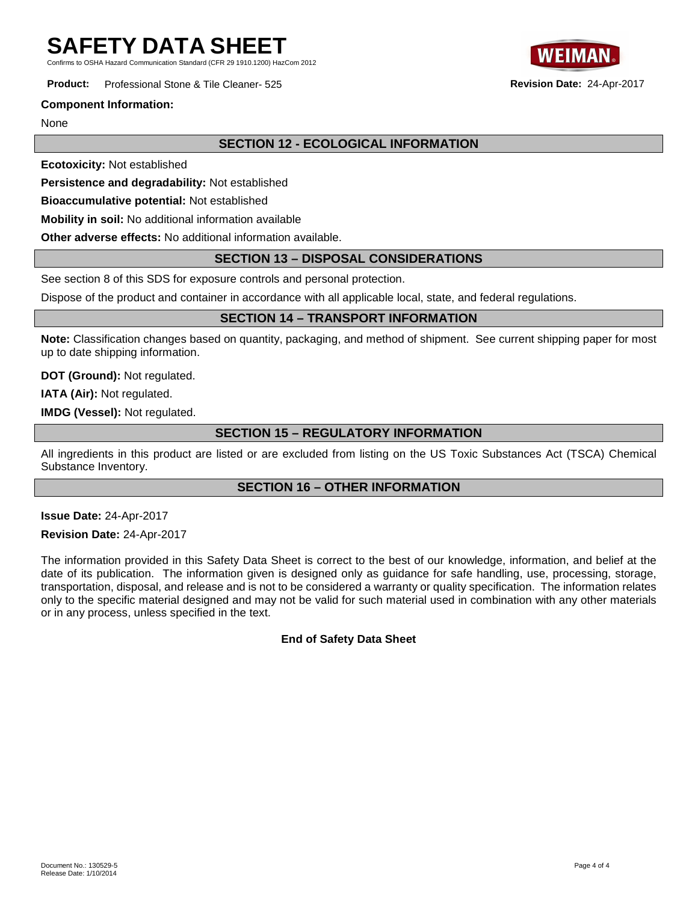**Component Information:**

None

## SECTION 12 - ECOLOGICAL INFORMATION

**Ecotoxicity:** Not established

**Persistence and degradability:** Not established

**Bioaccumulative potential:** Not established

**Mobility in soil:** No additional information available

**Other adverse effects:** No additional information available.

## SECTION 13 – DISPOSAL CONSIDERATIONS

See section 8 of this SDS for exposure controls and personal protection.

Dispose of the product and container in accordance with all applicable local, state, and federal regulations.

## SECTION 14 – TRANSPORT INFORMATION

**Note:** Classification changes based on quantity, packaging, and method of shipment. See current shipping paper for most up to date shipping information.

**DOT (Ground):** Not regulated.

**IATA (Air):** Not regulated.

**IMDG (Vessel):** Not regulated.

## SECTION 15 – REGULATORY INFORMATION

All ingredients in this product are listed or are excluded from listing on the US Toxic Substances Act (TSCA) Chemical Substance Inventory.

## SECTION 16 – OTHER INFORMATION

**Issue Date:** 24-Apr-2017

**Revision Date:** 24-Apr-2017

The information provided in this Safety Data Sheet is correct to the best of our knowledge, information, and belief at the date of its publication. The information given is designed only as guidance for safe handling, use, processing, storage, transportation, disposal, and release and is not to be considered a warranty or quality specification. The information relates only to the specific material designed and may not be valid for such material used in combination with any other materials or in any process, unless specified in the text.

**End of Safety Data Sheet**